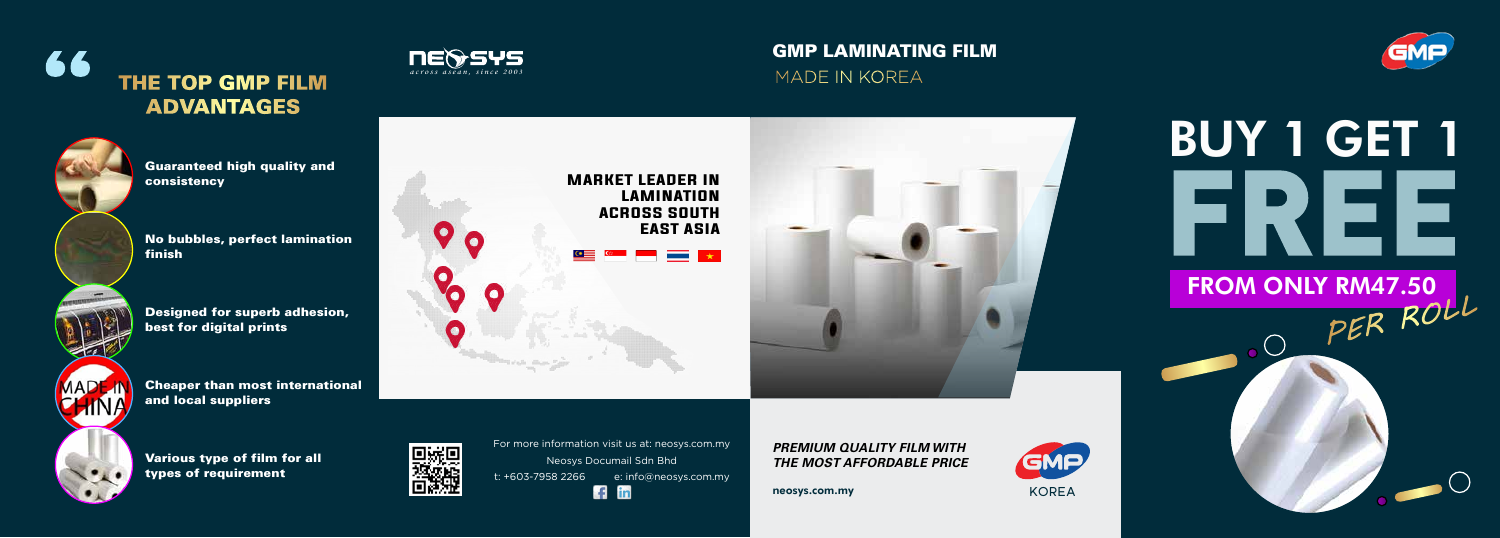## THE TOP GMP FILM ADVANTAGES

- **Guaranteed high quality and consistency**
- **No bubbles, perfect lamination finish**
- **Designed for superb adhesion, best for digital prints**
- **Cheaper than most international and local suppliers**
- **Various type of film for all types of requirement**

NEOSYS
*across asean, since 2003*

## GMP LAMINATING FILM

MADE IN KOREA

**MARKET LEADER IN LAMINATION ACROSS SOUTH EAST ASIA**

For more information visit us at: neosys.com.my

Neosys Documail Sdn Bhd

t: +603-7958 2266 e: info@neosys.com.my

***PREMIUM QUALITY FILM WITH THE MOST AFFORDABLE PRICE***

**neosys.com.my**

GMP KOREA

# BUY 1 GET 1 FREE

## FROM ONLY RM47.50

*PER ROLL*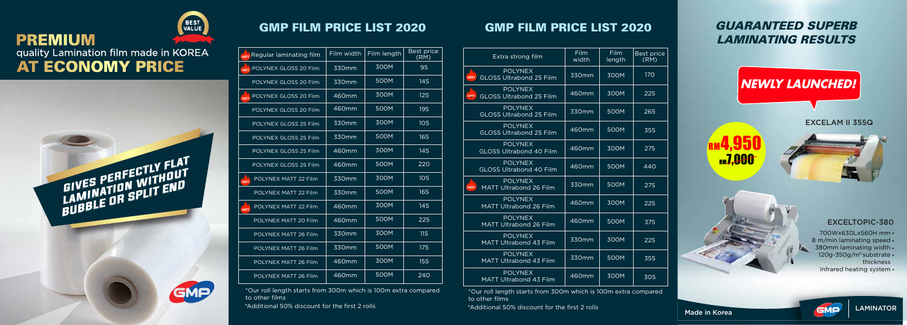**BEST VALUE**

# PREMIUM

quality Lamination film made in KOREA

**AT ECONOMY PRICE**

GIVES PERFECTLY FLAT LAMINATION WITHOUT BUBBLE OR SPLIT END

## GMP FILM PRICE LIST 2020

| Regular laminating film | Film width | Film length | Best price (RM) |
|---|---|---|---|
| HOT POLYNEX GLOSS 20 Film | 330mm | 300M | 95 |
| POLYNEX GLOSS 20 Film | 330mm | 500M | 145 |
| HOT POLYNEX GLOSS 20 Film | 460mm | 300M | 125 |
| POLYNEX GLOSS 20 Film | 460mm | 500M | 195 |
| POLYNEX GLOSS 25 Film | 330mm | 300M | 105 |
| POLYNEX GLOSS 25 Film | 330mm | 500M | 165 |
| POLYNEX GLOSS 25 Film | 460mm | 300M | 145 |
| POLYNEX GLOSS 25 Film | 460mm | 500M | 220 |
| HOT POLYNEX MATT 22 Film | 330mm | 300M | 105 |
| POLYNEX MATT 22 Film | 330mm | 500M | 165 |
| HOT POLYNEX MATT 22 Film | 460mm | 300M | 145 |
| POLYNEX MATT 20 Film | 460mm | 500M | 225 |
| POLYNEX MATT 26 Film | 330mm | 300M | 115 |
| POLYNEX MATT 26 Film | 330mm | 500M | 175 |
| POLYNEX MATT 26 Film | 460mm | 300M | 155 |
| POLYNEX MATT 26 Film | 460mm | 500M | 240 |

*Our roll length starts from 300m which is 100m extra compared to other films

*Additional 50% discount for the first 2 rolls

## GMP FILM PRICE LIST 2020

| Extra strong film | Film width | Film length | Best price (RM) |
|---|---|---|---|
| HOT POLYNEX GLOSS Ultrabond 25 Film | 330mm | 300M | 170 |
| HOT POLYNEX GLOSS Ultrabond 25 Film | 460mm | 300M | 225 |
| POLYNEX GLOSS Ultrabond 25 Film | 330mm | 500M | 265 |
| POLYNEX GLOSS Ultrabond 25 Film | 460mm | 500M | 355 |
| POLYNEX GLOSS Ultrabond 40 Film | 460mm | 300M | 275 |
| POLYNEX GLOSS Ultrabond 40 Film | 460mm | 500M | 440 |
| HOT POLYNEX MATT Ultrabond 26 Film | 330mm | 500M | 275 |
| POLYNEX MATT Ultrabond 26 Film | 460mm | 300M | 225 |
| POLYNEX MATT Ultrabond 26 Film | 460mm | 500M | 375 |
| POLYNEX MATT Ultrabond 43 Film | 330mm | 300M | 225 |
| POLYNEX MATT Ultrabond 43 Film | 330mm | 500M | 355 |
| POLYNEX MATT Ultrabond 43 Film | 460mm | 300M | 305 |

*Our roll length starts from 300m which is 100m extra compared to other films

*Additional 50% discount for the first 2 rolls

## *GUARANTEED SUPERB LAMINATING RESULTS*

***NEWLY LAUNCHED!***

EXCELAM II 355Q

RM4,950

~~RM7,000~~

### EXCELTOPIC-380

- 700Wx630Lx560H mm
- 8 m/min laminating speed
- 380mm laminating width
- 120g-350g/m² substrate thickness
- Infrared heating system

Made in Korea

GMP | LAMINATOR